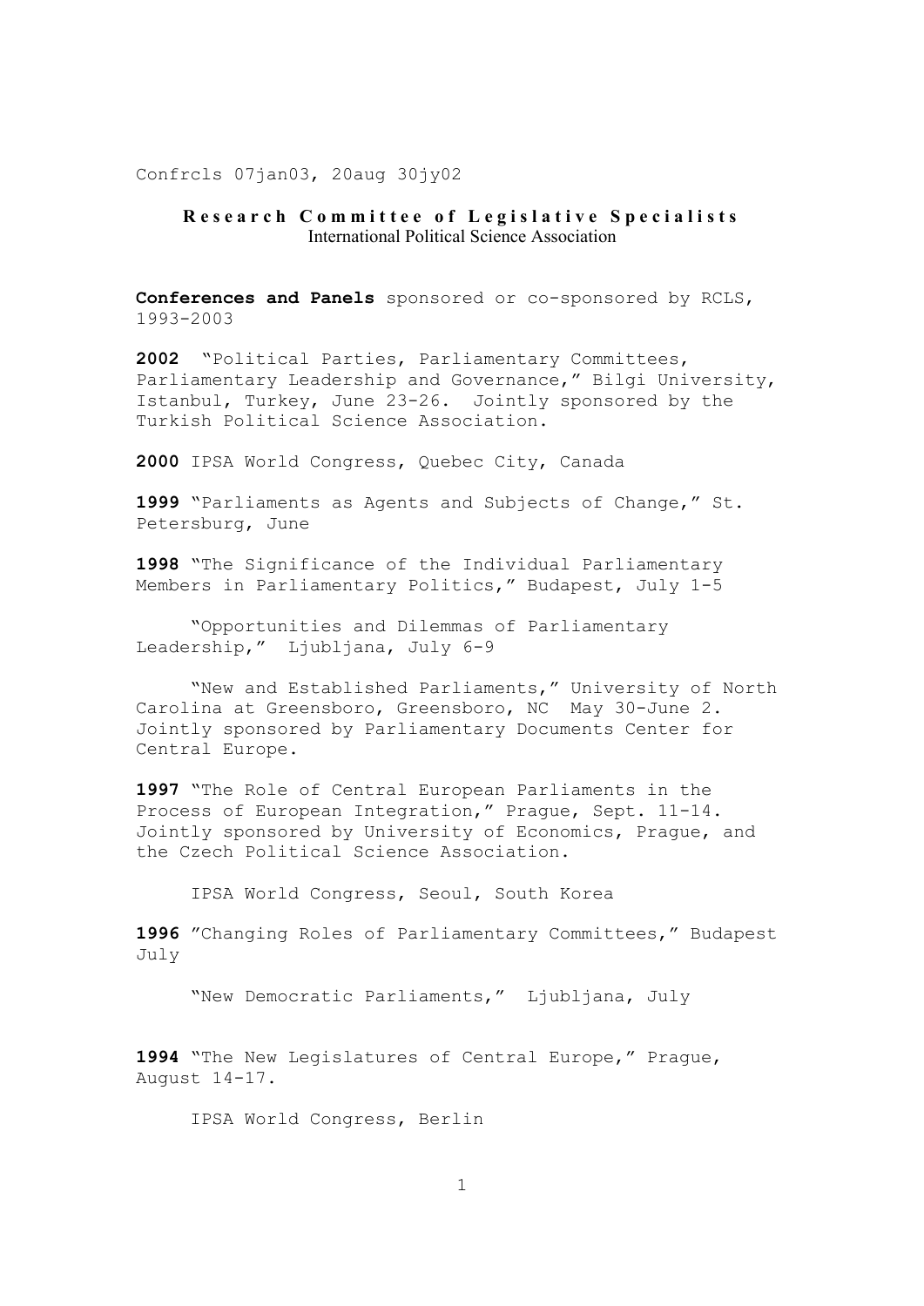Confrcls 07jan03, 20aug 30jy02

## Research Committee of Legislative Specialists

International Political Science Association

**Conferences and Panels** sponsored or co-sponsored by RCLS, 1993-2003

**2002** "Political Parties, Parliamentary Committees, Parliamentary Leadership and Governance," Bilgi University, Istanbul, Turkey, June 23-26. Jointly sponsored by the Turkish Political Science Association.

**2000** IPSA World Congress, Quebec City, Canada

**1999** "Parliaments as Agents and Subjects of Change," St. Petersburg, June

**1998** "The Significance of the Individual Parliamentary Members in Parliamentary Politics," Budapest, July 1-5

"Opportunities and Dilemmas of Parliamentary Leadership," Ljubljana, July 6-9

"New and Established Parliaments," University of North Carolina at Greensboro, Greensboro, NC May 30-June 2. Jointly sponsored by Parliamentary Documents Center for Central Europe.

**1997** "The Role of Central European Parliaments in the Process of European Integration," Prague, Sept. 11-14. Jointly sponsored by University of Economics, Prague, and the Czech Political Science Association.

IPSA World Congress, Seoul, South Korea

**1996** "Changing Roles of Parliamentary Committees," Budapest July

"New Democratic Parliaments," Ljubljana, July

**1994** "The New Legislatures of Central Europe," Prague, August 14-17.

IPSA World Congress, Berlin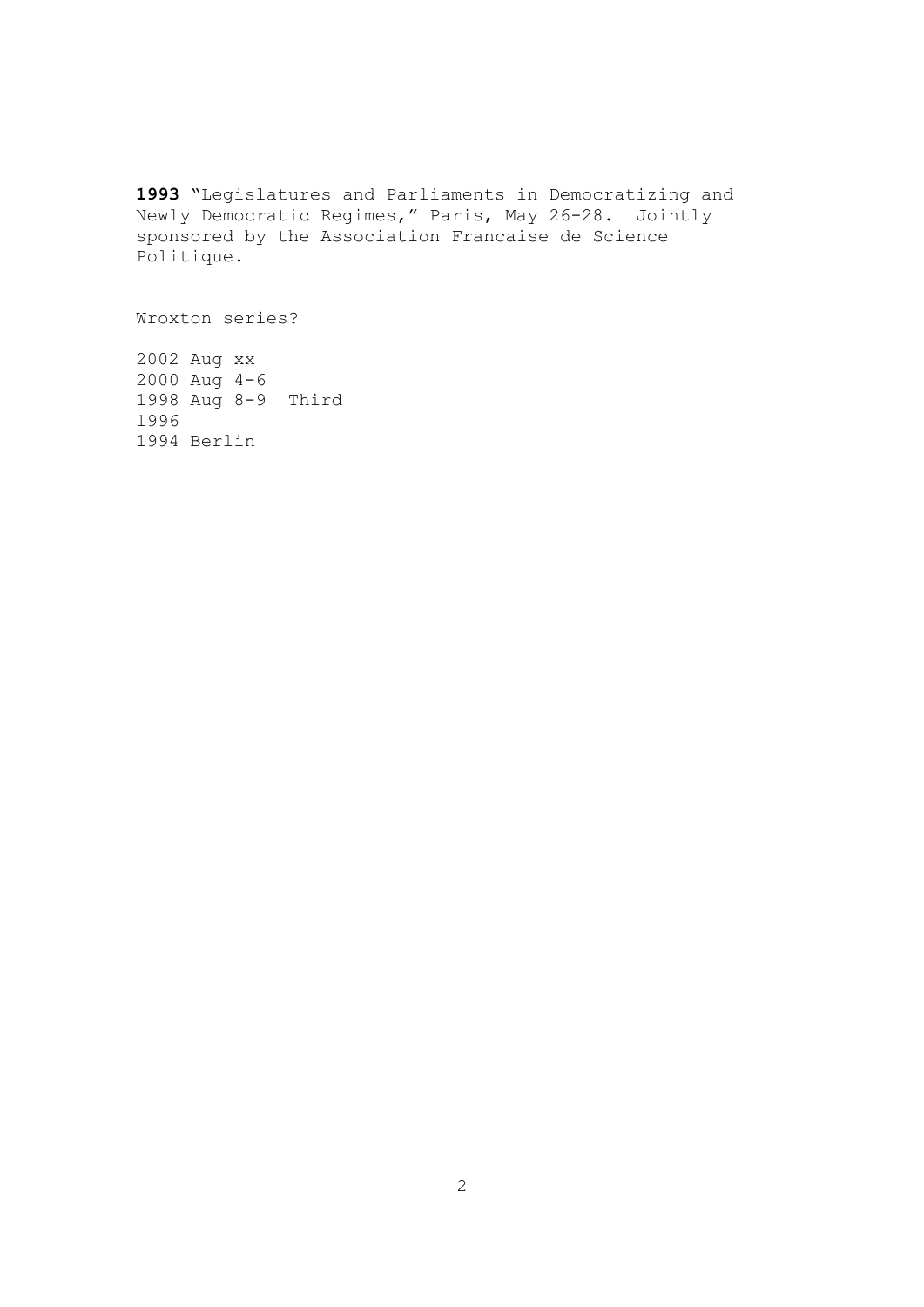**1993** "Legislatures and Parliaments in Democratizing and Newly Democratic Regimes," Paris, May 26-28. Jointly sponsored by the Association Francaise de Science Politique.

Wroxton series?

2002 Aug xx
2000 Aug 4-6
1998 Aug 8-9 Third
1996
1994 Berlin